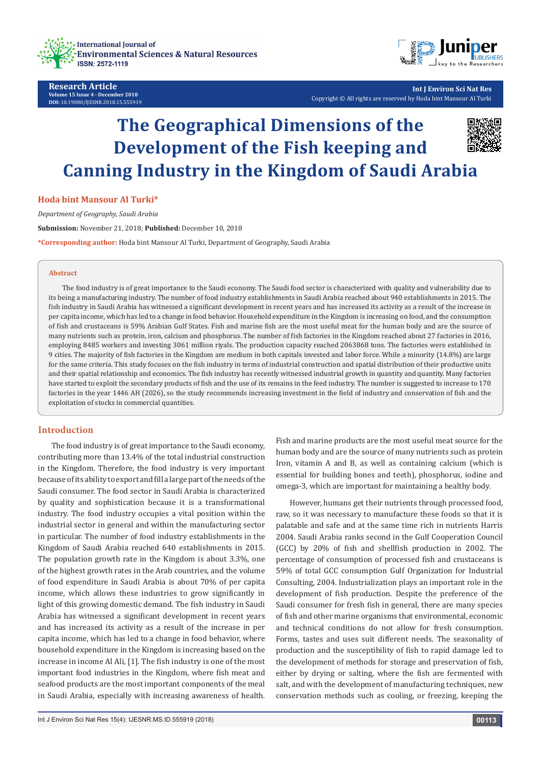Research Article
Volume 15 Issue 4 - December 2018
DOI: 10.19080/IJESNR.2018.15.555919

Int J Environ Sci Nat Res
Copyright © All rights are reserved by Hoda bint Mansour Al Turki

# The Geographical Dimensions of the Development of the Fish keeping and Canning Industry in the Kingdom of Saudi Arabia

**Hoda bint Mansour Al Turki***

*Department of Geography, Saudi Arabia*

**Submission:** November 21, 2018; **Published:** December 10, 2018

***Corresponding author:** Hoda bint Mansour Al Turki, Department of Geography, Saudi Arabia

## Abstract

The food industry is of great importance to the Saudi economy. The Saudi food sector is characterized with quality and vulnerability due to its being a manufacturing industry. The number of food industry establishments in Saudi Arabia reached about 940 establishments in 2015. The fish industry in Saudi Arabia has witnessed a significant development in recent years and has increased its activity as a result of the increase in per capita income, which has led to a change in food behavior. Household expenditure in the Kingdom is increasing on food, and the consumption of fish and crustaceans is 59% Arabian Gulf States. Fish and marine fish are the most useful meat for the human body and are the source of many nutrients such as protein, iron, calcium and phosphorus. The number of fish factories in the Kingdom reached about 27 factories in 2016, employing 8485 workers and investing 3061 million riyals. The production capacity reached 2063868 tons. The factories were established in 9 cities. The majority of fish factories in the Kingdom are medium in both capitals invested and labor force. While a minority (14.8%) are large for the same criteria. This study focuses on the fish industry in terms of industrial construction and spatial distribution of their productive units and their spatial relationship and economics. The fish industry has recently witnessed industrial growth in quantity and quantity. Many factories have started to exploit the secondary products of fish and the use of its remains in the feed industry. The number is suggested to increase to 170 factories in the year 1446 AH (2026), so the study recommends increasing investment in the field of industry and conservation of fish and the exploitation of stocks in commercial quantities.

## Introduction

The food industry is of great importance to the Saudi economy, contributing more than 13.4% of the total industrial construction in the Kingdom. Therefore, the food industry is very important because of its ability to export and fill a large part of the needs of the Saudi consumer. The food sector in Saudi Arabia is characterized by quality and sophistication because it is a transformational industry. The food industry occupies a vital position within the industrial sector in general and within the manufacturing sector in particular. The number of food industry establishments in the Kingdom of Saudi Arabia reached 640 establishments in 2015. The population growth rate in the Kingdom is about 3.3%, one of the highest growth rates in the Arab countries, and the volume of food expenditure in Saudi Arabia is about 70% of per capita income, which allows these industries to grow significantly in light of this growing domestic demand. The fish industry in Saudi Arabia has witnessed a significant development in recent years and has increased its activity as a result of the increase in per capita income, which has led to a change in food behavior, where household expenditure in the Kingdom is increasing based on the increase in income Al Ali, [1]. The fish industry is one of the most important food industries in the Kingdom, where fish meat and seafood products are the most important components of the meal in Saudi Arabia, especially with increasing awareness of health. Fish and marine products are the most useful meat source for the human body and are the source of many nutrients such as protein Iron, vitamin A and B, as well as containing calcium (which is essential for building bones and teeth), phosphorus, iodine and omega-3, which are important for maintaining a healthy body.

However, humans get their nutrients through processed food, raw, so it was necessary to manufacture these foods so that it is palatable and safe and at the same time rich in nutrients Harris 2004. Saudi Arabia ranks second in the Gulf Cooperation Council (GCC) by 20% of fish and shellfish production in 2002. The percentage of consumption of processed fish and crustaceans is 59% of total GCC consumption Gulf Organization for Industrial Consulting, 2004. Industrialization plays an important role in the development of fish production. Despite the preference of the Saudi consumer for fresh fish in general, there are many species of fish and other marine organisms that environmental, economic and technical conditions do not allow for fresh consumption. Forms, tastes and uses suit different needs. The seasonality of production and the susceptibility of fish to rapid damage led to the development of methods for storage and preservation of fish, either by drying or salting, where the fish are fermented with salt, and with the development of manufacturing techniques, new conservation methods such as cooling, or freezing, keeping the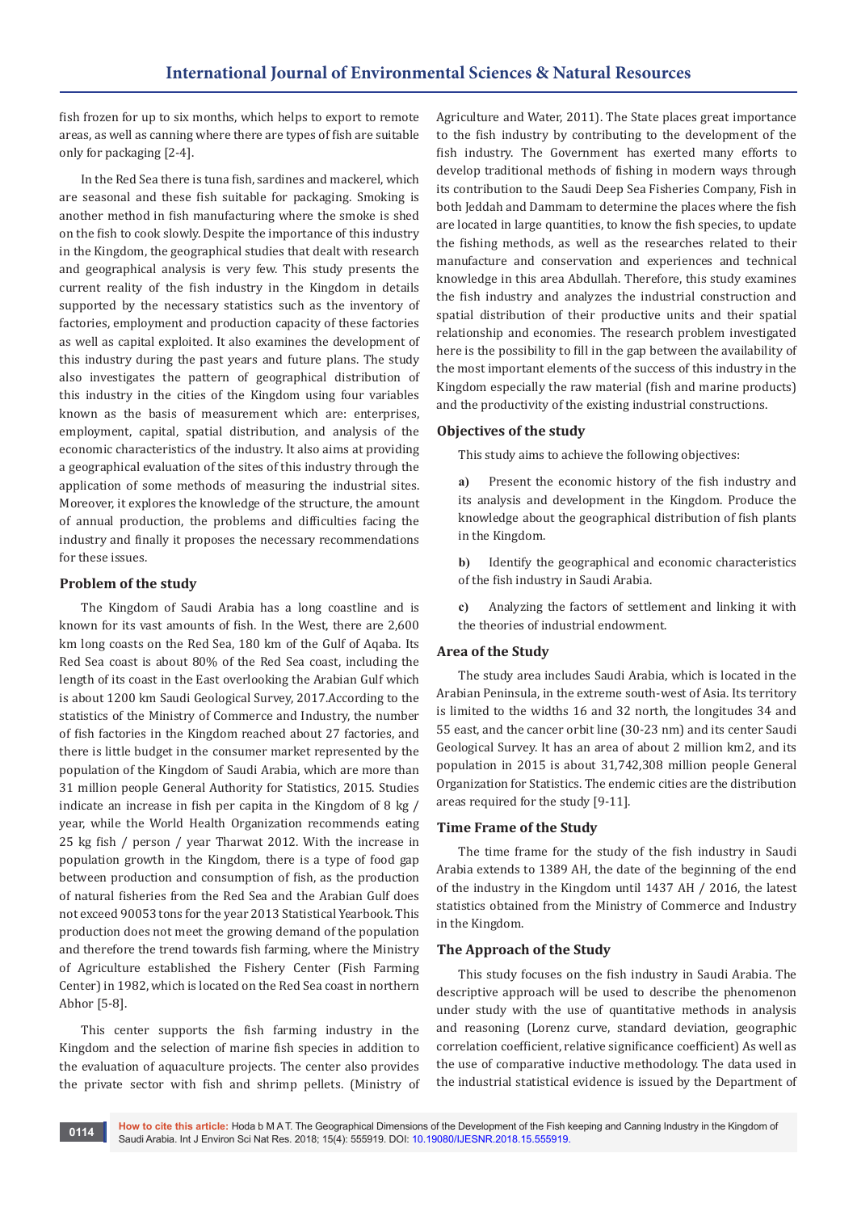fish frozen for up to six months, which helps to export to remote areas, as well as canning where there are types of fish are suitable only for packaging [2-4].

In the Red Sea there is tuna fish, sardines and mackerel, which are seasonal and these fish suitable for packaging. Smoking is another method in fish manufacturing where the smoke is shed on the fish to cook slowly. Despite the importance of this industry in the Kingdom, the geographical studies that dealt with research and geographical analysis is very few. This study presents the current reality of the fish industry in the Kingdom in details supported by the necessary statistics such as the inventory of factories, employment and production capacity of these factories as well as capital exploited. It also examines the development of this industry during the past years and future plans. The study also investigates the pattern of geographical distribution of this industry in the cities of the Kingdom using four variables known as the basis of measurement which are: enterprises, employment, capital, spatial distribution, and analysis of the economic characteristics of the industry. It also aims at providing a geographical evaluation of the sites of this industry through the application of some methods of measuring the industrial sites. Moreover, it explores the knowledge of the structure, the amount of annual production, the problems and difficulties facing the industry and finally it proposes the necessary recommendations for these issues.

## Problem of the study

The Kingdom of Saudi Arabia has a long coastline and is known for its vast amounts of fish. In the West, there are 2,600 km long coasts on the Red Sea, 180 km of the Gulf of Aqaba. Its Red Sea coast is about 80% of the Red Sea coast, including the length of its coast in the East overlooking the Arabian Gulf which is about 1200 km Saudi Geological Survey, 2017.According to the statistics of the Ministry of Commerce and Industry, the number of fish factories in the Kingdom reached about 27 factories, and there is little budget in the consumer market represented by the population of the Kingdom of Saudi Arabia, which are more than 31 million people General Authority for Statistics, 2015. Studies indicate an increase in fish per capita in the Kingdom of 8 kg / year, while the World Health Organization recommends eating 25 kg fish / person / year Tharwat 2012. With the increase in population growth in the Kingdom, there is a type of food gap between production and consumption of fish, as the production of natural fisheries from the Red Sea and the Arabian Gulf does not exceed 90053 tons for the year 2013 Statistical Yearbook. This production does not meet the growing demand of the population and therefore the trend towards fish farming, where the Ministry of Agriculture established the Fishery Center (Fish Farming Center) in 1982, which is located on the Red Sea coast in northern Abhor [5-8].

This center supports the fish farming industry in the Kingdom and the selection of marine fish species in addition to the evaluation of aquaculture projects. The center also provides the private sector with fish and shrimp pellets. (Ministry of Agriculture and Water, 2011). The State places great importance to the fish industry by contributing to the development of the fish industry. The Government has exerted many efforts to develop traditional methods of fishing in modern ways through its contribution to the Saudi Deep Sea Fisheries Company, Fish in both Jeddah and Dammam to determine the places where the fish are located in large quantities, to know the fish species, to update the fishing methods, as well as the researches related to their manufacture and conservation and experiences and technical knowledge in this area Abdullah. Therefore, this study examines the fish industry and analyzes the industrial construction and spatial distribution of their productive units and their spatial relationship and economies. The research problem investigated here is the possibility to fill in the gap between the availability of the most important elements of the success of this industry in the Kingdom especially the raw material (fish and marine products) and the productivity of the existing industrial constructions.

## Objectives of the study

This study aims to achieve the following objectives:

**a)** Present the economic history of the fish industry and its analysis and development in the Kingdom. Produce the knowledge about the geographical distribution of fish plants in the Kingdom.

**b)** Identify the geographical and economic characteristics of the fish industry in Saudi Arabia.

**c)** Analyzing the factors of settlement and linking it with the theories of industrial endowment.

## Area of the Study

The study area includes Saudi Arabia, which is located in the Arabian Peninsula, in the extreme south-west of Asia. Its territory is limited to the widths 16 and 32 north, the longitudes 34 and 55 east, and the cancer orbit line (30-23 nm) and its center Saudi Geological Survey. It has an area of about 2 million km2, and its population in 2015 is about 31,742,308 million people General Organization for Statistics. The endemic cities are the distribution areas required for the study [9-11].

## Time Frame of the Study

The time frame for the study of the fish industry in Saudi Arabia extends to 1389 AH, the date of the beginning of the end of the industry in the Kingdom until 1437 AH / 2016, the latest statistics obtained from the Ministry of Commerce and Industry in the Kingdom.

## The Approach of the Study

This study focuses on the fish industry in Saudi Arabia. The descriptive approach will be used to describe the phenomenon under study with the use of quantitative methods in analysis and reasoning (Lorenz curve, standard deviation, geographic correlation coefficient, relative significance coefficient) As well as the use of comparative inductive methodology. The data used in the industrial statistical evidence is issued by the Department of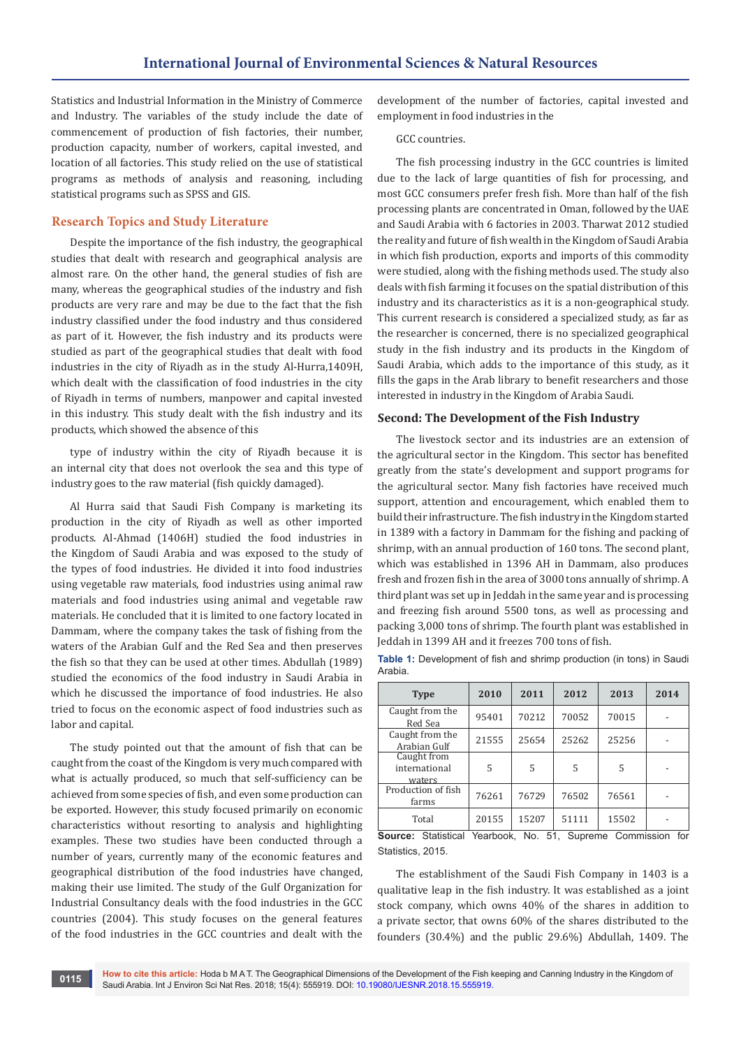Statistics and Industrial Information in the Ministry of Commerce and Industry. The variables of the study include the date of commencement of production of fish factories, their number, production capacity, number of workers, capital invested, and location of all factories. This study relied on the use of statistical programs as methods of analysis and reasoning, including statistical programs such as SPSS and GIS.

## Research Topics and Study Literature

Despite the importance of the fish industry, the geographical studies that dealt with research and geographical analysis are almost rare. On the other hand, the general studies of fish are many, whereas the geographical studies of the industry and fish products are very rare and may be due to the fact that the fish industry classified under the food industry and thus considered as part of it. However, the fish industry and its products were studied as part of the geographical studies that dealt with food industries in the city of Riyadh as in the study Al-Hurra,1409H, which dealt with the classification of food industries in the city of Riyadh in terms of numbers, manpower and capital invested in this industry. This study dealt with the fish industry and its products, which showed the absence of this

type of industry within the city of Riyadh because it is an internal city that does not overlook the sea and this type of industry goes to the raw material (fish quickly damaged).

Al Hurra said that Saudi Fish Company is marketing its production in the city of Riyadh as well as other imported products. Al-Ahmad (1406H) studied the food industries in the Kingdom of Saudi Arabia and was exposed to the study of the types of food industries. He divided it into food industries using vegetable raw materials, food industries using animal raw materials and food industries using animal and vegetable raw materials. He concluded that it is limited to one factory located in Dammam, where the company takes the task of fishing from the waters of the Arabian Gulf and the Red Sea and then preserves the fish so that they can be used at other times. Abdullah (1989) studied the economics of the food industry in Saudi Arabia in which he discussed the importance of food industries. He also tried to focus on the economic aspect of food industries such as labor and capital.

The study pointed out that the amount of fish that can be caught from the coast of the Kingdom is very much compared with what is actually produced, so much that self-sufficiency can be achieved from some species of fish, and even some production can be exported. However, this study focused primarily on economic characteristics without resorting to analysis and highlighting examples. These two studies have been conducted through a number of years, currently many of the economic features and geographical distribution of the food industries have changed, making their use limited. The study of the Gulf Organization for Industrial Consultancy deals with the food industries in the GCC countries (2004). This study focuses on the general features of the food industries in the GCC countries and dealt with the development of the number of factories, capital invested and employment in food industries in the

GCC countries.

The fish processing industry in the GCC countries is limited due to the lack of large quantities of fish for processing, and most GCC consumers prefer fresh fish. More than half of the fish processing plants are concentrated in Oman, followed by the UAE and Saudi Arabia with 6 factories in 2003. Tharwat 2012 studied the reality and future of fish wealth in the Kingdom of Saudi Arabia in which fish production, exports and imports of this commodity were studied, along with the fishing methods used. The study also deals with fish farming it focuses on the spatial distribution of this industry and its characteristics as it is a non-geographical study. This current research is considered a specialized study, as far as the researcher is concerned, there is no specialized geographical study in the fish industry and its products in the Kingdom of Saudi Arabia, which adds to the importance of this study, as it fills the gaps in the Arab library to benefit researchers and those interested in industry in the Kingdom of Arabia Saudi.

## Second: The Development of the Fish Industry

The livestock sector and its industries are an extension of the agricultural sector in the Kingdom. This sector has benefited greatly from the state's development and support programs for the agricultural sector. Many fish factories have received much support, attention and encouragement, which enabled them to build their infrastructure. The fish industry in the Kingdom started in 1389 with a factory in Dammam for the fishing and packing of shrimp, with an annual production of 160 tons. The second plant, which was established in 1396 AH in Dammam, also produces fresh and frozen fish in the area of 3000 tons annually of shrimp. A third plant was set up in Jeddah in the same year and is processing and freezing fish around 5500 tons, as well as processing and packing 3,000 tons of shrimp. The fourth plant was established in Jeddah in 1399 AH and it freezes 700 tons of fish.

**Table 1:** Development of fish and shrimp production (in tons) in Saudi Arabia.

| Type | 2010 | 2011 | 2012 | 2013 | 2014 |
|---|---|---|---|---|---|
| Caught from the Red Sea | 95401 | 70212 | 70052 | 70015 | - |
| Caught from the Arabian Gulf | 21555 | 25654 | 25262 | 25256 | - |
| Caught from international waters | 5 | 5 | 5 | 5 | - |
| Production of fish farms | 76261 | 76729 | 76502 | 76561 | - |
| Total | 20155 | 15207 | 51111 | 15502 | - |

**Source:** Statistical Yearbook, No. 51, Supreme Commission for Statistics, 2015.

The establishment of the Saudi Fish Company in 1403 is a qualitative leap in the fish industry. It was established as a joint stock company, which owns 40% of the shares in addition to a private sector, that owns 60% of the shares distributed to the founders (30.4%) and the public 29.6%) Abdullah, 1409. The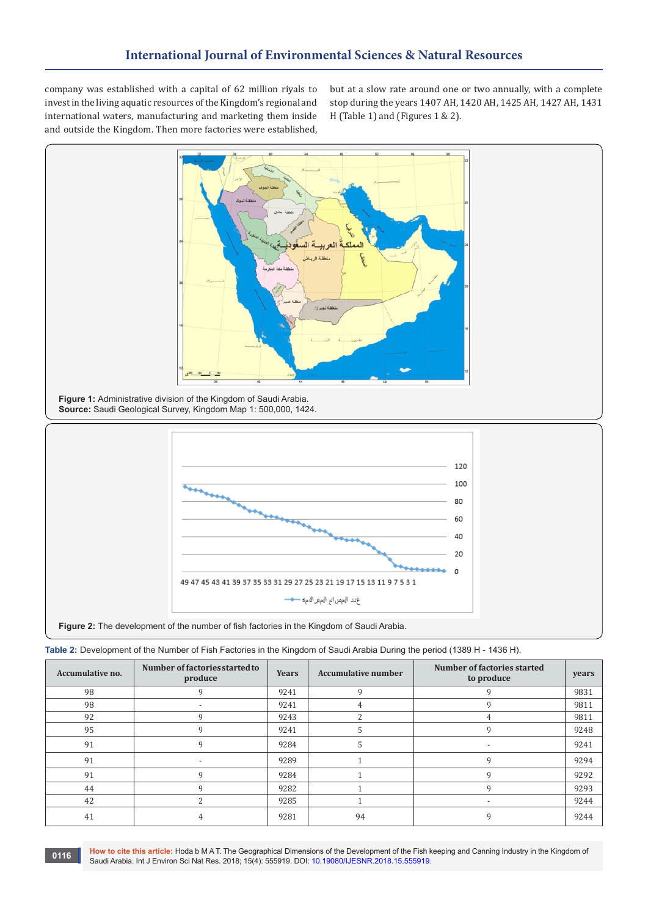company was established with a capital of 62 million riyals to invest in the living aquatic resources of the Kingdom's regional and international waters, manufacturing and marketing them inside and outside the Kingdom. Then more factories were established, but at a slow rate around one or two annually, with a complete stop during the years 1407 AH, 1420 AH, 1425 AH, 1427 AH, 1431 H (Table 1) and (Figures 1 & 2).

**Figure 1:** Administrative division of the Kingdom of Saudi Arabia.
**Source:** Saudi Geological Survey, Kingdom Map 1: 500,000, 1424.

**Figure 2:** The development of the number of fish factories in the Kingdom of Saudi Arabia.

**Table 2:** Development of the Number of Fish Factories in the Kingdom of Saudi Arabia During the period (1389 H - 1436 H).

| Accumulative no. | Number of factories started to produce | Years | Accumulative number | Number of factories started to produce | years |
|---|---|---|---|---|---|
| 98 | 9 | 9241 | 9 | 9 | 9831 |
| 98 | - | 9241 | 4 | 9 | 9811 |
| 92 | 9 | 9243 | 2 | 4 | 9811 |
| 95 | 9 | 9241 | 5 | 9 | 9248 |
| 91 | 9 | 9284 | 5 | - | 9241 |
| 91 | - | 9289 | 1 | 9 | 9294 |
| 91 | 9 | 9284 | 1 | 9 | 9292 |
| 44 | 9 | 9282 | 1 | 9 | 9293 |
| 42 | 2 | 9285 | 1 | - | 9244 |
| 41 | 4 | 9281 | 94 | 9 | 9244 |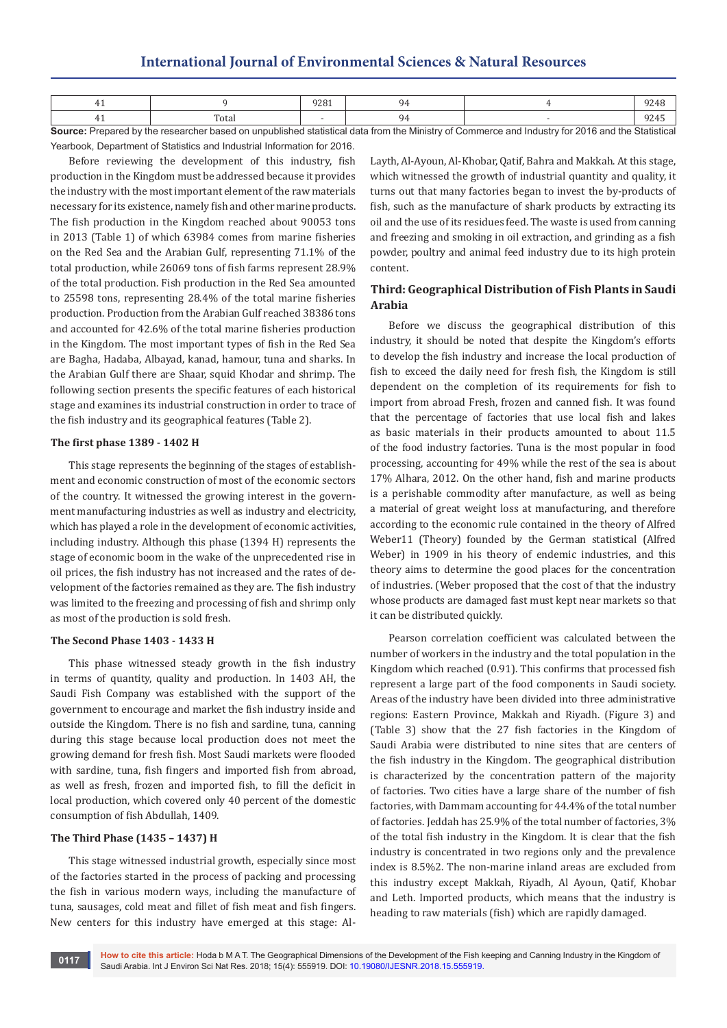| 41 | 9 | 9281 | 94 | 4 | 9248 |
|---|---|---|---|---|---|
| 41 | Total | - | 94 | - | 9245 |

**Source:** Prepared by the researcher based on unpublished statistical data from the Ministry of Commerce and Industry for 2016 and the Statistical Yearbook, Department of Statistics and Industrial Information for 2016.

Before reviewing the development of this industry, fish production in the Kingdom must be addressed because it provides the industry with the most important element of the raw materials necessary for its existence, namely fish and other marine products. The fish production in the Kingdom reached about 90053 tons in 2013 (Table 1) of which 63984 comes from marine fisheries on the Red Sea and the Arabian Gulf, representing 71.1% of the total production, while 26069 tons of fish farms represent 28.9% of the total production. Fish production in the Red Sea amounted to 25598 tons, representing 28.4% of the total marine fisheries production. Production from the Arabian Gulf reached 38386 tons and accounted for 42.6% of the total marine fisheries production in the Kingdom. The most important types of fish in the Red Sea are Bagha, Hadaba, Albayad, kanad, hamour, tuna and sharks. In the Arabian Gulf there are Shaar, squid Khodar and shrimp. The following section presents the specific features of each historical stage and examines its industrial construction in order to trace of the fish industry and its geographical features (Table 2).

#### The first phase 1389 - 1402 H

This stage represents the beginning of the stages of establishment and economic construction of most of the economic sectors of the country. It witnessed the growing interest in the government manufacturing industries as well as industry and electricity, which has played a role in the development of economic activities, including industry. Although this phase (1394 H) represents the stage of economic boom in the wake of the unprecedented rise in oil prices, the fish industry has not increased and the rates of development of the factories remained as they are. The fish industry was limited to the freezing and processing of fish and shrimp only as most of the production is sold fresh.

#### The Second Phase 1403 - 1433 H

This phase witnessed steady growth in the fish industry in terms of quantity, quality and production. In 1403 AH, the Saudi Fish Company was established with the support of the government to encourage and market the fish industry inside and outside the Kingdom. There is no fish and sardine, tuna, canning during this stage because local production does not meet the growing demand for fresh fish. Most Saudi markets were flooded with sardine, tuna, fish fingers and imported fish from abroad, as well as fresh, frozen and imported fish, to fill the deficit in local production, which covered only 40 percent of the domestic consumption of fish Abdullah, 1409.

#### The Third Phase (1435 – 1437) H

This stage witnessed industrial growth, especially since most of the factories started in the process of packing and processing the fish in various modern ways, including the manufacture of tuna, sausages, cold meat and fillet of fish meat and fish fingers. New centers for this industry have emerged at this stage: Al-Layth, Al-Ayoun, Al-Khobar, Qatif, Bahra and Makkah. At this stage, which witnessed the growth of industrial quantity and quality, it turns out that many factories began to invest the by-products of fish, such as the manufacture of shark products by extracting its oil and the use of its residues feed. The waste is used from canning and freezing and smoking in oil extraction, and grinding as a fish powder, poultry and animal feed industry due to its high protein content.

### Third: Geographical Distribution of Fish Plants in Saudi Arabia

Before we discuss the geographical distribution of this industry, it should be noted that despite the Kingdom's efforts to develop the fish industry and increase the local production of fish to exceed the daily need for fresh fish, the Kingdom is still dependent on the completion of its requirements for fish to import from abroad Fresh, frozen and canned fish. It was found that the percentage of factories that use local fish and lakes as basic materials in their products amounted to about 11.5 of the food industry factories. Tuna is the most popular in food processing, accounting for 49% while the rest of the sea is about 17% Alhara, 2012. On the other hand, fish and marine products is a perishable commodity after manufacture, as well as being a material of great weight loss at manufacturing, and therefore according to the economic rule contained in the theory of Alfred Weber11 (Theory) founded by the German statistical (Alfred Weber) in 1909 in his theory of endemic industries, and this theory aims to determine the good places for the concentration of industries. (Weber proposed that the cost of that the industry whose products are damaged fast must kept near markets so that it can be distributed quickly.

Pearson correlation coefficient was calculated between the number of workers in the industry and the total population in the Kingdom which reached (0.91). This confirms that processed fish represent a large part of the food components in Saudi society. Areas of the industry have been divided into three administrative regions: Eastern Province, Makkah and Riyadh. (Figure 3) and (Table 3) show that the 27 fish factories in the Kingdom of Saudi Arabia were distributed to nine sites that are centers of the fish industry in the Kingdom. The geographical distribution is characterized by the concentration pattern of the majority of factories. Two cities have a large share of the number of fish factories, with Dammam accounting for 44.4% of the total number of factories. Jeddah has 25.9% of the total number of factories, 3% of the total fish industry in the Kingdom. It is clear that the fish industry is concentrated in two regions only and the prevalence index is 8.5%2. The non-marine inland areas are excluded from this industry except Makkah, Riyadh, Al Ayoun, Qatif, Khobar and Leth. Imported products, which means that the industry is heading to raw materials (fish) which are rapidly damaged.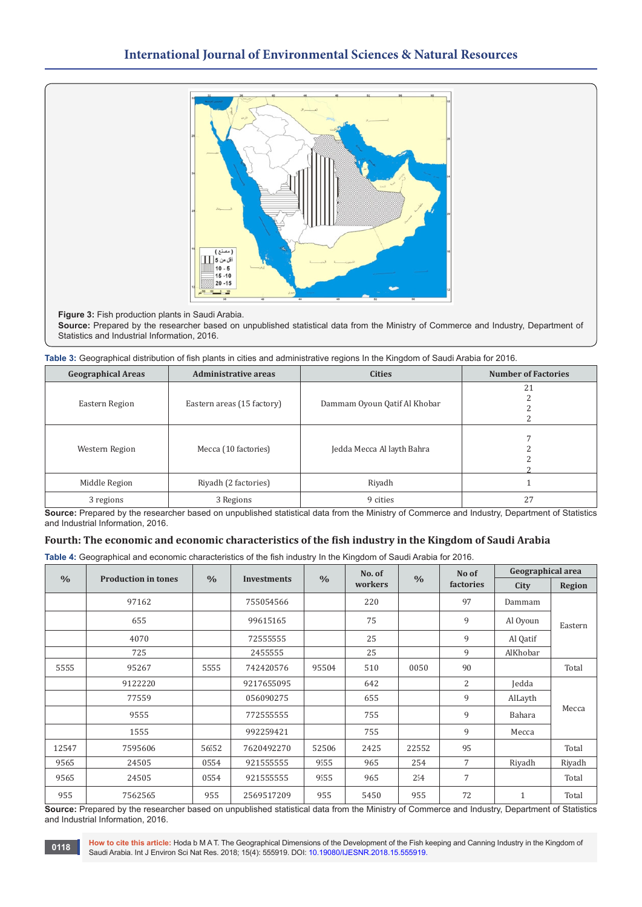Figure 3: Fish production plants in Saudi Arabia.

**Source:** Prepared by the researcher based on unpublished statistical data from the Ministry of Commerce and Industry, Department of Statistics and Industrial Information, 2016.

**Table 3:** Geographical distribution of fish plants in cities and administrative regions In the Kingdom of Saudi Arabia for 2016.

| Geographical Areas | Administrative areas | Cities | Number of Factories |
|---|---|---|---|
| Eastern Region | Eastern areas (15 factory) | Dammam Oyoun Qatif Al Khobar | 21 2 2 2 |
| Western Region | Mecca (10 factories) | Jedda Mecca Al layth Bahra | 7 2 2 2 |
| Middle Region | Riyadh (2 factories) | Riyadh | 1 |
| 3 regions | 3 Regions | 9 cities | 27 |

**Source:** Prepared by the researcher based on unpublished statistical data from the Ministry of Commerce and Industry, Department of Statistics and Industrial Information, 2016.

## Fourth: The economic and economic characteristics of the fish industry in the Kingdom of Saudi Arabia

**Table 4:** Geographical and economic characteristics of the fish industry In the Kingdom of Saudi Arabia for 2016.

| % | Production in tones | % | Investments | % | No. of workers | % | No of factories | Geographical area | |
|---|---|---|---|---|---|---|---|---|---|
| | | | | | | | | City | Region |
| | 97162 | | 755054566 | | 220 | | 97 | Dammam | Eastern |
| | 655 | | 99615165 | | 75 | | 9 | Al Oyoun | |
| | 4070 | | 72555555 | | 25 | | 9 | Al Qatif | |
| | 725 | | 2455555 | | 25 | | 9 | AlKhobar | |
| 5555 | 95267 | 5555 | 742420576 | 95504 | 510 | 0050 | 90 | | Total |
| | 9122220 | | 9217655095 | | 642 | | 2 | Jedda | Mecca |
| | 77559 | | 056090275 | | 655 | | 9 | AlLayth | |
| | 9555 | | 772555555 | | 755 | | 9 | Bahara | |
| | 1555 | | 992259421 | | 755 | | 9 | Mecca | |
| 12547 | 7595606 | 56؛52 | 7620492270 | 52506 | 2425 | 22552 | 95 | | Total |
| 9565 | 24505 | 0554 | 921555555 | 9؛55 | 965 | 254 | 7 | Riyadh | Riyadh |
| 9565 | 24505 | 0554 | 921555555 | 9؛55 | 965 | 2؛4 | 7 | | Total |
| 955 | 7562565 | 955 | 2569517209 | 955 | 5450 | 955 | 72 | 1 | Total |

**Source:** Prepared by the researcher based on unpublished statistical data from the Ministry of Commerce and Industry, Department of Statistics and Industrial Information, 2016.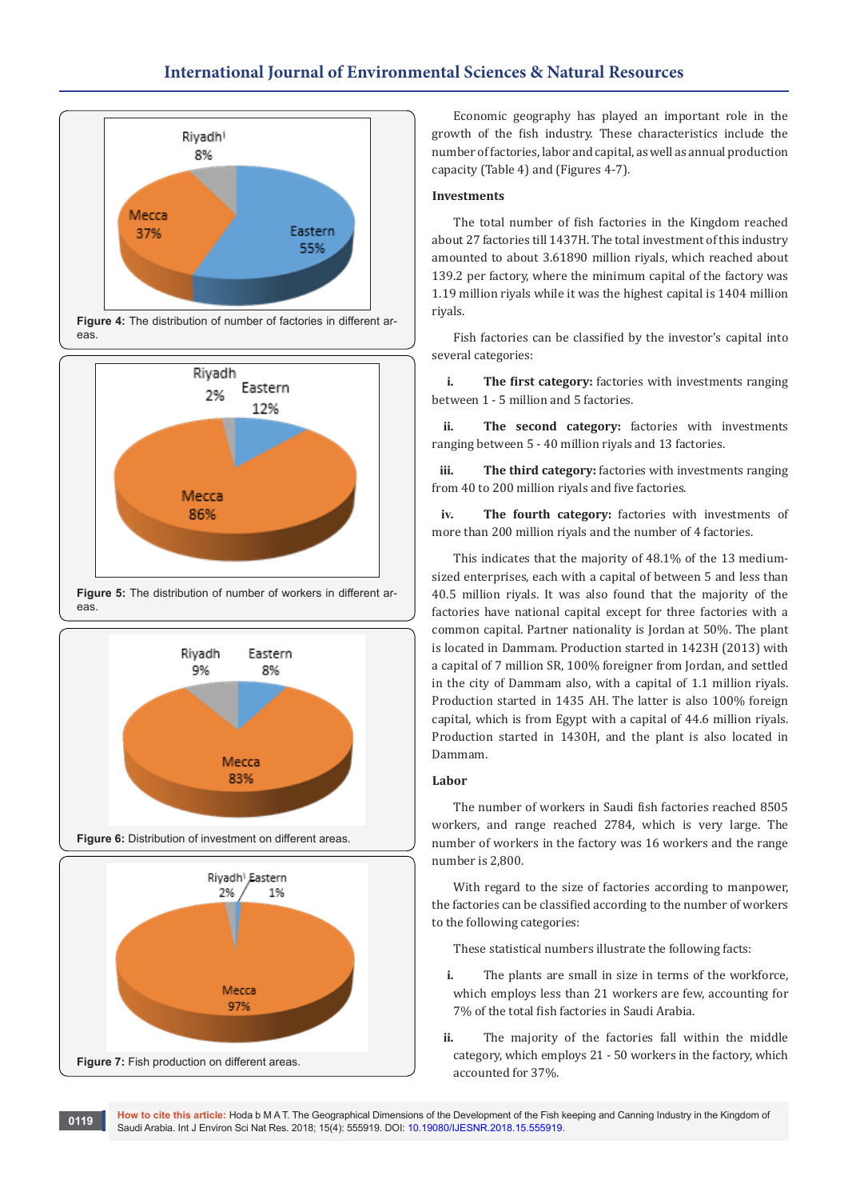Riyadh 8%, Mecca 37%, Eastern 55%

Figure 4: The distribution of number of factories in different areas.

Riyadh 2%, Eastern 12%, Mecca 86%

Figure 5: The distribution of number of workers in different areas.

Riyadh 9%, Eastern 8%, Mecca 83%

Figure 6: Distribution of investment on different areas.

Riyadh 2%, Eastern 1%, Mecca 97%

Figure 7: Fish production on different areas.

Economic geography has played an important role in the growth of the fish industry. These characteristics include the number of factories, labor and capital, as well as annual production capacity (Table 4) and (Figures 4-7).

**Investments**

The total number of fish factories in the Kingdom reached about 27 factories till 1437H. The total investment of this industry amounted to about 3.61890 million riyals, which reached about 139.2 per factory, where the minimum capital of the factory was 1.19 million riyals while it was the highest capital is 1404 million riyals.

Fish factories can be classified by the investor's capital into several categories:

i. **The first category:** factories with investments ranging between 1 - 5 million and 5 factories.

ii. **The second category:** factories with investments ranging between 5 - 40 million riyals and 13 factories.

iii. **The third category:** factories with investments ranging from 40 to 200 million riyals and five factories.

iv. **The fourth category:** factories with investments of more than 200 million riyals and the number of 4 factories.

This indicates that the majority of 48.1% of the 13 medium-sized enterprises, each with a capital of between 5 and less than 40.5 million riyals. It was also found that the majority of the factories have national capital except for three factories with a common capital. Partner nationality is Jordan at 50%. The plant is located in Dammam. Production started in 1423H (2013) with a capital of 7 million SR, 100% foreigner from Jordan, and settled in the city of Dammam also, with a capital of 1.1 million riyals. Production started in 1435 AH. The latter is also 100% foreign capital, which is from Egypt with a capital of 44.6 million riyals. Production started in 1430H, and the plant is also located in Dammam.

**Labor**

The number of workers in Saudi fish factories reached 8505 workers, and range reached 2784, which is very large. The number of workers in the factory was 16 workers and the range number is 2,800.

With regard to the size of factories according to manpower, the factories can be classified according to the number of workers to the following categories:

These statistical numbers illustrate the following facts:

i. The plants are small in size in terms of the workforce, which employs less than 21 workers are few, accounting for 7% of the total fish factories in Saudi Arabia.

ii. The majority of the factories fall within the middle category, which employs 21 - 50 workers in the factory, which accounted for 37%.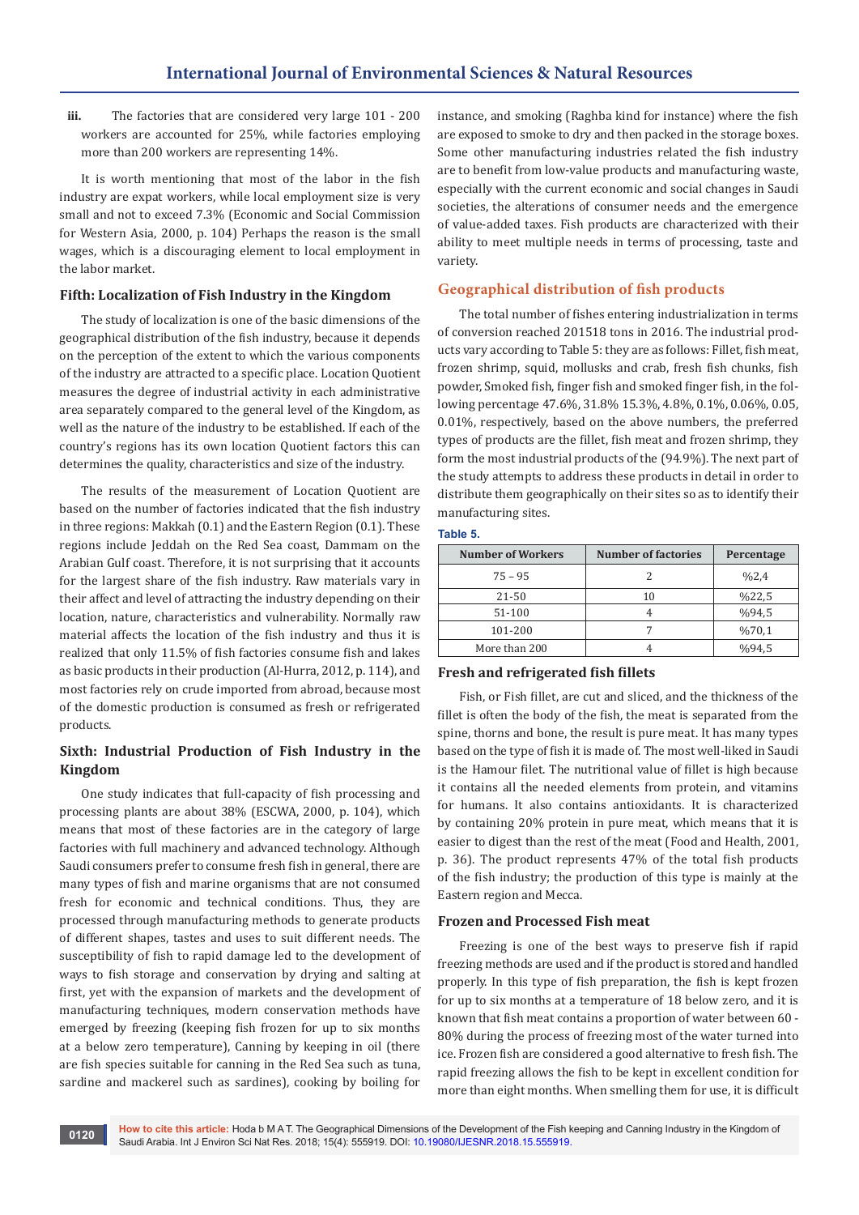**iii.** The factories that are considered very large 101 - 200 workers are accounted for 25%, while factories employing more than 200 workers are representing 14%.

It is worth mentioning that most of the labor in the fish industry are expat workers, while local employment size is very small and not to exceed 7.3% (Economic and Social Commission for Western Asia, 2000, p. 104) Perhaps the reason is the small wages, which is a discouraging element to local employment in the labor market.

### Fifth: Localization of Fish Industry in the Kingdom

The study of localization is one of the basic dimensions of the geographical distribution of the fish industry, because it depends on the perception of the extent to which the various components of the industry are attracted to a specific place. Location Quotient measures the degree of industrial activity in each administrative area separately compared to the general level of the Kingdom, as well as the nature of the industry to be established. If each of the country's regions has its own location Quotient factors this can determines the quality, characteristics and size of the industry.

The results of the measurement of Location Quotient are based on the number of factories indicated that the fish industry in three regions: Makkah (0.1) and the Eastern Region (0.1). These regions include Jeddah on the Red Sea coast, Dammam on the Arabian Gulf coast. Therefore, it is not surprising that it accounts for the largest share of the fish industry. Raw materials vary in their affect and level of attracting the industry depending on their location, nature, characteristics and vulnerability. Normally raw material affects the location of the fish industry and thus it is realized that only 11.5% of fish factories consume fish and lakes as basic products in their production (Al-Hurra, 2012, p. 114), and most factories rely on crude imported from abroad, because most of the domestic production is consumed as fresh or refrigerated products.

### Sixth: Industrial Production of Fish Industry in the Kingdom

One study indicates that full-capacity of fish processing and processing plants are about 38% (ESCWA, 2000, p. 104), which means that most of these factories are in the category of large factories with full machinery and advanced technology. Although Saudi consumers prefer to consume fresh fish in general, there are many types of fish and marine organisms that are not consumed fresh for economic and technical conditions. Thus, they are processed through manufacturing methods to generate products of different shapes, tastes and uses to suit different needs. The susceptibility of fish to rapid damage led to the development of ways to fish storage and conservation by drying and salting at first, yet with the expansion of markets and the development of manufacturing techniques, modern conservation methods have emerged by freezing (keeping fish frozen for up to six months at a below zero temperature), Canning by keeping in oil (there are fish species suitable for canning in the Red Sea such as tuna, sardine and mackerel such as sardines), cooking by boiling for instance, and smoking (Raghba kind for instance) where the fish are exposed to smoke to dry and then packed in the storage boxes. Some other manufacturing industries related the fish industry are to benefit from low-value products and manufacturing waste, especially with the current economic and social changes in Saudi societies, the alterations of consumer needs and the emergence of value-added taxes. Fish products are characterized with their ability to meet multiple needs in terms of processing, taste and variety.

## Geographical distribution of fish products

The total number of fishes entering industrialization in terms of conversion reached 201518 tons in 2016. The industrial products vary according to Table 5: they are as follows: Fillet, fish meat, frozen shrimp, squid, mollusks and crab, fresh fish chunks, fish powder, Smoked fish, finger fish and smoked finger fish, in the following percentage 47.6%, 31.8% 15.3%, 4.8%, 0.1%, 0.06%, 0.05, 0.01%, respectively, based on the above numbers, the preferred types of products are the fillet, fish meat and frozen shrimp, they form the most industrial products of the (94.9%). The next part of the study attempts to address these products in detail in order to distribute them geographically on their sites so as to identify their manufacturing sites.

**Table 5.**

| Number of Workers | Number of factories | Percentage |
|---|---|---|
| 75 – 95 | 2 | %2,4 |
| 21-50 | 10 | %22,5 |
| 51-100 | 4 | %94,5 |
| 101-200 | 7 | %70,1 |
| More than 200 | 4 | %94,5 |

### Fresh and refrigerated fish fillets

Fish, or Fish fillet, are cut and sliced, and the thickness of the fillet is often the body of the fish, the meat is separated from the spine, thorns and bone, the result is pure meat. It has many types based on the type of fish it is made of. The most well-liked in Saudi is the Hamour filet. The nutritional value of fillet is high because it contains all the needed elements from protein, and vitamins for humans. It also contains antioxidants. It is characterized by containing 20% protein in pure meat, which means that it is easier to digest than the rest of the meat (Food and Health, 2001, p. 36). The product represents 47% of the total fish products of the fish industry; the production of this type is mainly at the Eastern region and Mecca.

### Frozen and Processed Fish meat

Freezing is one of the best ways to preserve fish if rapid freezing methods are used and if the product is stored and handled properly. In this type of fish preparation, the fish is kept frozen for up to six months at a temperature of 18 below zero, and it is known that fish meat contains a proportion of water between 60 - 80% during the process of freezing most of the water turned into ice. Frozen fish are considered a good alternative to fresh fish. The rapid freezing allows the fish to be kept in excellent condition for more than eight months. When smelling them for use, it is difficult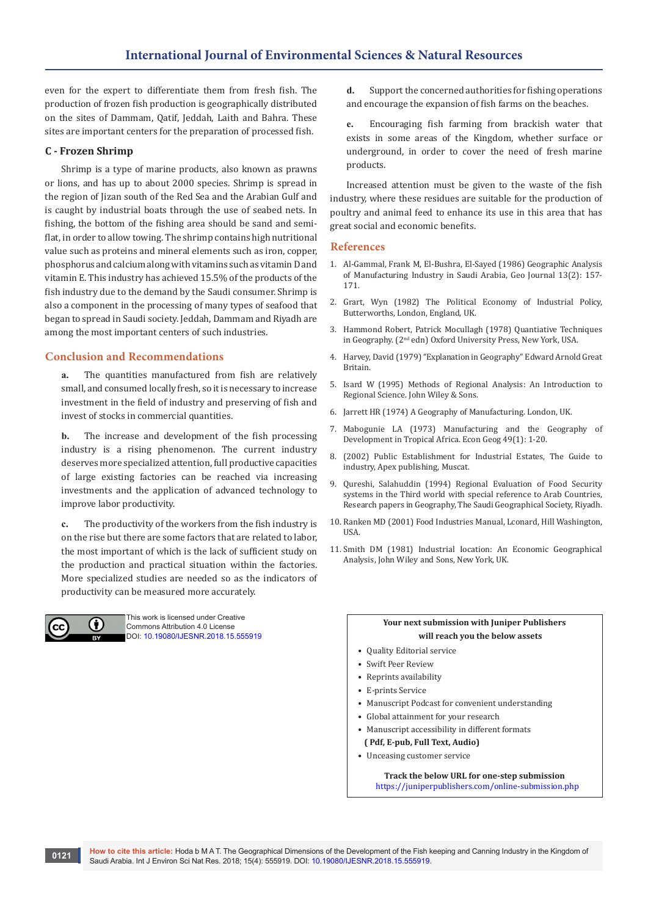even for the expert to differentiate them from fresh fish. The production of frozen fish production is geographically distributed on the sites of Dammam, Qatif, Jeddah, Laith and Bahra. These sites are important centers for the preparation of processed fish.

### C - Frozen Shrimp

Shrimp is a type of marine products, also known as prawns or lions, and has up to about 2000 species. Shrimp is spread in the region of Jizan south of the Red Sea and the Arabian Gulf and is caught by industrial boats through the use of seabed nets. In fishing, the bottom of the fishing area should be sand and semi-flat, in order to allow towing. The shrimp contains high nutritional value such as proteins and mineral elements such as iron, copper, phosphorus and calcium along with vitamins such as vitamin D and vitamin E. This industry has achieved 15.5% of the products of the fish industry due to the demand by the Saudi consumer. Shrimp is also a component in the processing of many types of seafood that began to spread in Saudi society. Jeddah, Dammam and Riyadh are among the most important centers of such industries.

## Conclusion and Recommendations

**a.** The quantities manufactured from fish are relatively small, and consumed locally fresh, so it is necessary to increase investment in the field of industry and preserving of fish and invest of stocks in commercial quantities.

**b.** The increase and development of the fish processing industry is a rising phenomenon. The current industry deserves more specialized attention, full productive capacities of large existing factories can be reached via increasing investments and the application of advanced technology to improve labor productivity.

**c.** The productivity of the workers from the fish industry is on the rise but there are some factors that are related to labor, the most important of which is the lack of sufficient study on the production and practical situation within the factories. More specialized studies are needed so as the indicators of productivity can be measured more accurately.

**d.** Support the concerned authorities for fishing operations and encourage the expansion of fish farms on the beaches.

**e.** Encouraging fish farming from brackish water that exists in some areas of the Kingdom, whether surface or underground, in order to cover the need of fresh marine products.

Increased attention must be given to the waste of the fish industry, where these residues are suitable for the production of poultry and animal feed to enhance its use in this area that has great social and economic benefits.

## References

1. Al-Gammal, Frank M, El-Bushra, El-Sayed (1986) Geographic Analysis of Manufacturing Industry in Saudi Arabia, Geo Journal 13(2): 157-171.
2. Grart, Wyn (1982) The Political Economy of Industrial Policy, Butterworths, London, England, UK.
3. Hammond Robert, Patrick Mocullagh (1978) Quantiative Techniques in Geography. (2nd edn) Oxford University Press, New York, USA.
4. Harvey, David (1979) "Explanation in Geography" Edward Arnold Great Britain.
5. Isard W (1995) Methods of Regional Analysis: An Introduction to Regional Science. John Wiley & Sons.
6. Jarrett HR (1974) A Geography of Manufacturing. London, UK.
7. Mabogunie LA (1973) Manufacturing and the Geography of Development in Tropical Africa. Econ Geog 49(1): 1-20.
8. (2002) Public Establishment for Industrial Estates, The Guide to industry, Apex publishing, Muscat.
9. Qureshi, Salahuddin (1994) Regional Evaluation of Food Security systems in the Third world with special reference to Arab Countries, Research papers in Geography, The Saudi Geographical Society, Riyadh.
10. Ranken MD (2001) Food Industries Manual, Lconard, Hill Washington, USA.
11. Smith DM (1981) Industrial location: An Economic Geographical Analysis, John Wiley and Sons, New York, UK.

This work is licensed under Creative Commons Attribution 4.0 License
DOI: 10.19080/IJESNR.2018.15.555919

**Your next submission with Juniper Publishers will reach you the below assets**

- Quality Editorial service
- Swift Peer Review
- Reprints availability
- E-prints Service
- Manuscript Podcast for convenient understanding
- Global attainment for your research
- Manuscript accessibility in different formats
  **( Pdf, E-pub, Full Text, Audio)**
- Unceasing customer service

**Track the below URL for one-step submission**
https://juniperpublishers.com/online-submission.php

**How to cite this article:** Hoda b M A T. The Geographical Dimensions of the Development of the Fish keeping and Canning Industry in the Kingdom of Saudi Arabia. Int J Environ Sci Nat Res. 2018; 15(4): 555919. DOI: 10.19080/IJESNR.2018.15.555919.